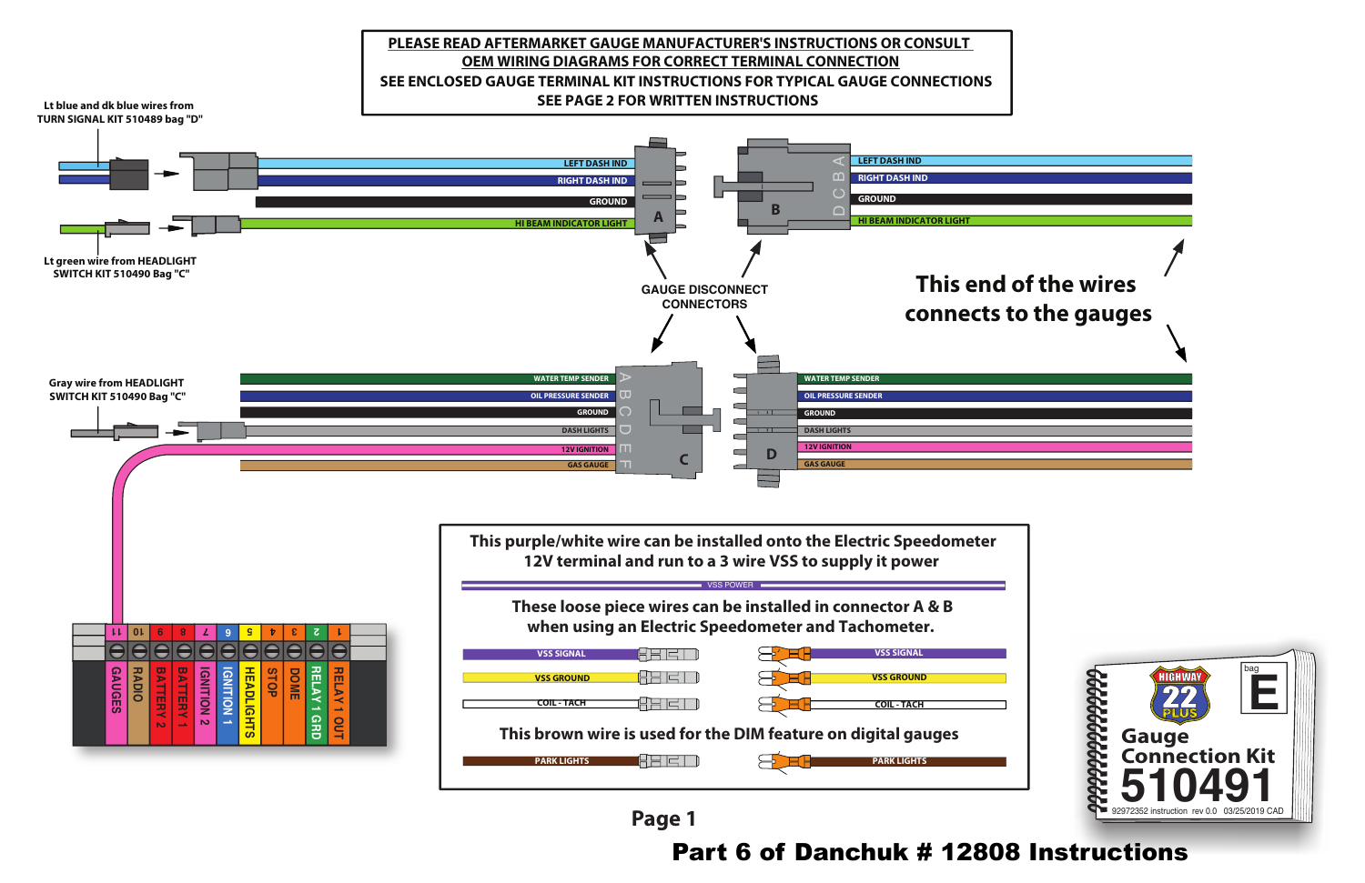**PLEASE READ AFTERMARKET GAUGE MANUFACTURER'S INSTRUCTIONS OR CONSULT OEM WIRING DIAGRAMS FOR CORRECT TERMINAL CONNECTION**

**SEE ENCLOSED GAUGE TERMINAL KIT INSTRUCTIONS FOR TYPICAL GAUGE CONNECTIONS**

**SEE PAGE 2 FOR WRITTEN INSTRUCTIONS**

Lt blue and dk blue wires from TURN SIGNAL KIT 510489 bag "D"

Lt green wire from HEADLIGHT SWITCH KIT 510490 Bag "C"

Connector A: LEFT DASH IND, RIGHT DASH IND, GROUND, HI BEAM INDICATOR LIGHT

Connector B (A, B, C, D): LEFT DASH IND, RIGHT DASH IND, GROUND, HI BEAM INDICATOR LIGHT

GAUGE DISCONNECT CONNECTORS

This end of the wires connects to the gauges

Gray wire from HEADLIGHT SWITCH KIT 510490 Bag "C"

Connector C (A, B, C, D, E, F): WATER TEMP SENDER, OIL PRESSURE SENDER, GROUND, DASH LIGHTS, 12V IGNITION, GAS GAUGE

Connector D: WATER TEMP SENDER, OIL PRESSURE SENDER, GROUND, DASH LIGHTS, 12V IGNITION, GAS GAUGE

| 11 | 10 | 9 | 8 | 7 | 6 | 5 | 4 | 3 | 2 | 1 |
|---|---|---|---|---|---|---|---|---|---|---|
| GAUGES | RADIO | BATTERY 2 | BATTERY 1 | IGNITION 2 | IGNITION 1 | HEADLIGHTS | STOP | DOME | RELAY 1 GRD | RELAY 1 OUT |

This purple/white wire can be installed onto the Electric Speedometer 12V terminal and run to a 3 wire VSS to supply it power

VSS POWER

These loose piece wires can be installed in connector A & B when using an Electric Speedometer and Tachometer.

- VSS SIGNAL
- VSS GROUND
- COIL - TACH

This brown wire is used for the DIM feature on digital gauges

- PARK LIGHTS

HIGHWAY 22 PLUS

bag **E**

**Gauge Connection Kit**

**510491**

92972352 instruction rev 0.0 03/25/2019 CAD

**Part 6 of Danchuk # 12808 Instructions**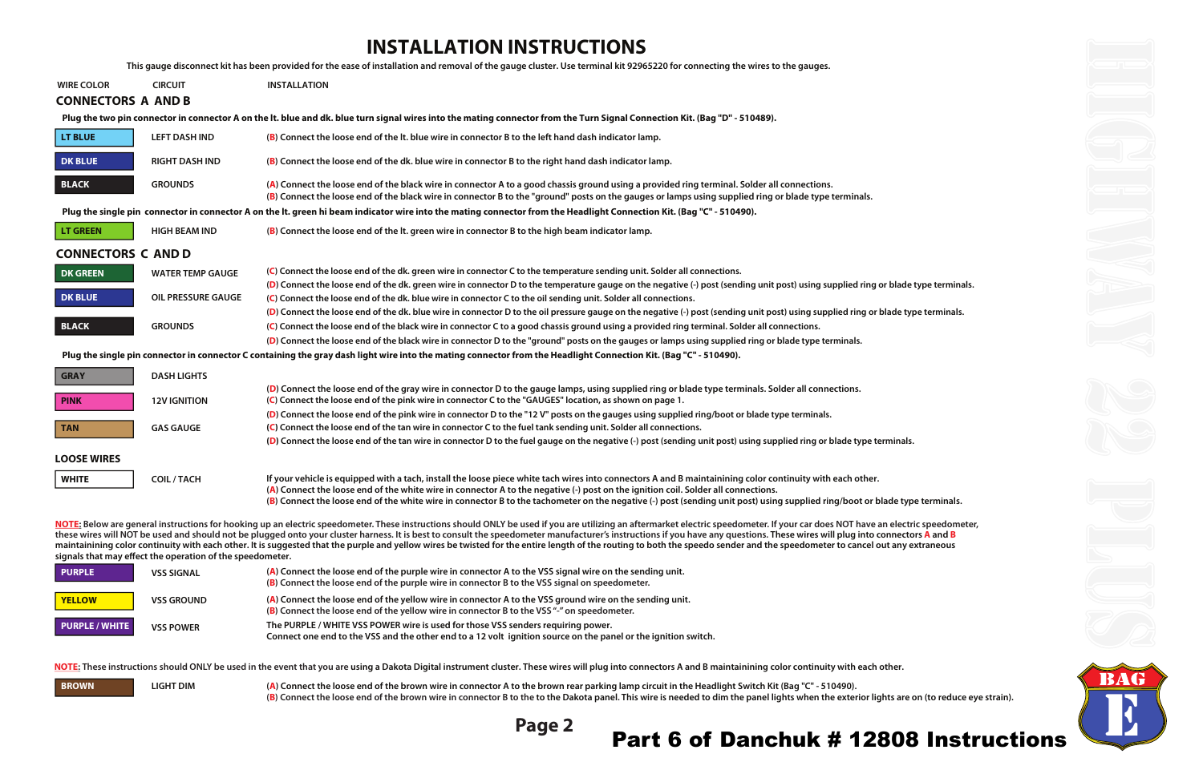# INSTALLATION INSTRUCTIONS

This gauge disconnect kit has been provided for the ease of installation and removal of the gauge cluster. Use terminal kit 92965220 for connecting the wires to the gauges.

| WIRE COLOR | CIRCUIT | INSTALLATION |
|---|---|---|

## CONNECTORS A AND B

**Plug the two pin connector in connector A on the lt. blue and dk. blue turn signal wires into the mating connector from the Turn Signal Connection Kit. (Bag "D" - 510489).**

| WIRE COLOR | CIRCUIT | INSTALLATION |
|---|---|---|
| LT BLUE | LEFT DASH IND | (B) Connect the loose end of the lt. blue wire in connector B to the left hand dash indicator lamp. |
| DK BLUE | RIGHT DASH IND | (B) Connect the loose end of the dk. blue wire in connector B to the right hand dash indicator lamp. |
| BLACK | GROUNDS | (A) Connect the loose end of the black wire in connector A to a good chassis ground using a provided ring terminal. Solder all connections.<br>(B) Connect the loose end of the black wire in connector B to the "ground" posts on the gauges or lamps using supplied ring or blade type terminals. |

**Plug the single pin connector in connector A on the lt. green hi beam indicator wire into the mating connector from the Headlight Connection Kit. (Bag "C" - 510490).**

| WIRE COLOR | CIRCUIT | INSTALLATION |
|---|---|---|
| LT GREEN | HIGH BEAM IND | (B) Connect the loose end of the lt. green wire in connector B to the high beam indicator lamp. |

## CONNECTORS C AND D

| WIRE COLOR | CIRCUIT | INSTALLATION |
|---|---|---|
| DK GREEN | WATER TEMP GAUGE | (C) Connect the loose end of the dk. green wire in connector C to the temperature sending unit. Solder all connections.<br>(D) Connect the loose end of the dk. green wire in connector D to the temperature gauge on the negative (-) post (sending unit post) using supplied ring or blade type terminals. |
| DK BLUE | OIL PRESSURE GAUGE | (C) Connect the loose end of the dk. blue wire in connector C to the oil sending unit. Solder all connections.<br>(D) Connect the loose end of the dk. blue wire in connector D to the oil pressure gauge on the negative (-) post (sending unit post) using supplied ring or blade type terminals. |
| BLACK | GROUNDS | (C) Connect the loose end of the black wire in connector C to a good chassis ground using a provided ring terminal. Solder all connections.<br>(D) Connect the loose end of the black wire in connector D to the "ground" posts on the gauges or lamps using supplied ring or blade type terminals. |

**Plug the single pin connector in connector C containing the gray dash light wire into the mating connector from the Headlight Connection Kit. (Bag "C" - 510490).**

| WIRE COLOR | CIRCUIT | INSTALLATION |
|---|---|---|
| GRAY | DASH LIGHTS | (D) Connect the loose end of the gray wire in connector D to the gauge lamps, using supplied ring or blade type terminals. Solder all connections. |
| PINK | 12V IGNITION | (C) Connect the loose end of the pink wire in connector C to the "GAUGES" location, as shown on page 1.<br>(D) Connect the loose end of the pink wire in connector D to the "12 V" posts on the gauges using supplied ring/boot or blade type terminals. |
| TAN | GAS GAUGE | (C) Connect the loose end of the tan wire in connector C to the fuel tank sending unit. Solder all connections.<br>(D) Connect the loose end of the tan wire in connector D to the fuel gauge on the negative (-) post (sending unit post) using supplied ring or blade type terminals. |

## LOOSE WIRES

| WIRE COLOR | CIRCUIT | INSTALLATION |
|---|---|---|
| WHITE | COIL / TACH | If your vehicle is equipped with a tach, install the loose piece white tach wires into connectors A and B maintainining color continuity with each other.<br>(A) Connect the loose end of the white wire in connector A to the negative (-) post on the ignition coil. Solder all connections.<br>(B) Connect the loose end of the white wire in connector B to the tachometer on the negative (-) post (sending unit post) using supplied ring/boot or blade type terminals. |

**NOTE:** Below are general instructions for hooking up an electric speedometer. These instructions should ONLY be used if you are utilizing an aftermarket electric speedometer. If your car does NOT have an electric speedometer, these wires will NOT be used and should not be plugged onto your cluster harness. It is best to consult the speedometer manufacturer's instructions if you have any questions. These wires will plug into connectors A and B maintainining color continuity with each other. It is suggested that the purple and yellow wires be twisted for the entire length of the routing to both the speedo sender and the speedometer to cancel out any extraneous signals that may effect the operation of the speedometer.

| WIRE COLOR | CIRCUIT | INSTALLATION |
|---|---|---|
| PURPLE | VSS SIGNAL | (A) Connect the loose end of the purple wire in connector A to the VSS signal wire on the sending unit.<br>(B) Connect the loose end of the purple wire in connector B to the VSS signal on speedometer. |
| YELLOW | VSS GROUND | (A) Connect the loose end of the yellow wire in connector A to the VSS ground wire on the sending unit.<br>(B) Connect the loose end of the yellow wire in connector B to the VSS "-" on speedometer. |
| PURPLE / WHITE | VSS POWER | The PURPLE / WHITE VSS POWER wire is used for those VSS senders requiring power.<br>Connect one end to the VSS and the other end to a 12 volt ignition source on the panel or the ignition switch. |

**NOTE:** These instructions should ONLY be used in the event that you are using a Dakota Digital instrument cluster. These wires will plug into connectors A and B maintainining color continuity with each other.

| WIRE COLOR | CIRCUIT | INSTALLATION |
|---|---|---|
| BROWN | LIGHT DIM | (A) Connect the loose end of the brown wire in connector A to the brown rear parking lamp circuit in the Headlight Switch Kit (Bag "C" - 510490).<br>(B) Connect the loose end of the brown wire in connector B to the to the Dakota panel. This wire is needed to dim the panel lights when the exterior lights are on (to reduce eye strain). |

**Part 6 of Danchuk # 12808 Instructions**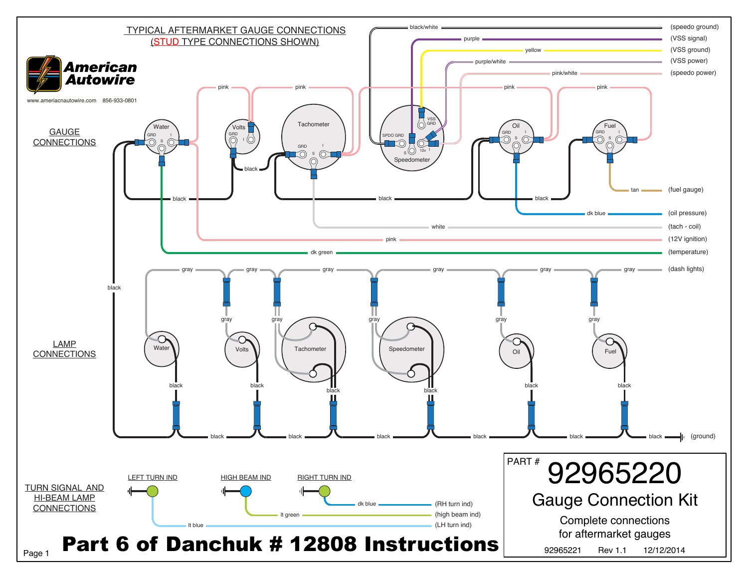# TYPICAL AFTERMARKET GAUGE CONNECTIONS
## (STUD TYPE CONNECTIONS SHOWN)

**American Autowire**

www.ameriacnautowire.com 856-933-0801

## GAUGE CONNECTIONS

Water (GRD, S, I) — Volts (GRD, I) — Tachometer (GRD, S, I) — Speedometer (SPDO GRD, S, VSS GRD, 12v, I) — Oil (GRD, S, I) — Fuel (GRD, S, I)

| Wire color | Connection |
|---|---|
| black/white | (speedo ground) |
| purple | (VSS signal) |
| yellow | (VSS ground) |
| purple/white | (VSS power) |
| pink/white | (speedo power) |
| tan | (fuel gauge) |
| dk blue | (oil pressure) |
| white | (tach - coil) |
| pink | (12V ignition) |
| dk green | (temperature) |
| gray | (dash lights) |
| black | (ground) |

## LAMP CONNECTIONS

Water — Volts — Tachometer — Speedometer — Oil — Fuel (gray to dash lights, black to ground)

## TURN SIGNAL AND HI-BEAM LAMP CONNECTIONS

| Indicator | Wire color | Connection |
|---|---|---|
| LEFT TURN IND | lt blue | (LH turn ind) |
| HIGH BEAM IND | lt green | (high beam ind) |
| RIGHT TURN IND | dk blue | (RH turn ind) |

PART # **92965220**

**Gauge Connection Kit**

Complete connections for aftermarket gauges

92965221 Rev 1.1 12/12/2014

# Part 6 of Danchuk # 12808 Instructions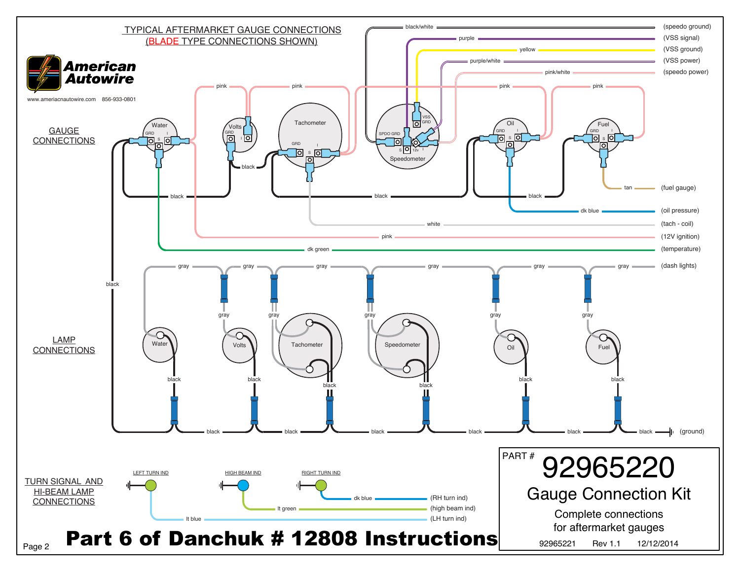# TYPICAL AFTERMARKET GAUGE CONNECTIONS
## (BLADE TYPE CONNECTIONS SHOWN)

American Autowire

www.ameriacnautowire.com 856-933-0801

GAUGE CONNECTIONS

Water
GRD
S
I

Volts
GRD
I

Tachometer
GRD
S
I

Speedometer
SPDO GRD
S
VSS
GRD
12v
I

Oil
GRD
S
I

Fuel
GRD
S
I

pink
pink
pink
pink
black
black
black
black
black
black/white (speedo ground)
purple (VSS signal)
yellow (VSS ground)
purple/white (VSS power)
pink/white (speedo power)
tan (fuel gauge)
dk blue (oil pressure)
white (tach - coil)
pink (12V ignition)
dk green (temperature)
gray (dash lights)

LAMP CONNECTIONS

Water
Volts
Tachometer
Speedometer
Oil
Fuel

gray
black
black (ground)

TURN SIGNAL AND HI-BEAM LAMP CONNECTIONS

LEFT TURN IND
HIGH BEAM IND
RIGHT TURN IND

dk blue (RH turn ind)
lt green (high beam ind)
lt blue (LH turn ind)

# Part 6 of Danchuk # 12808 Instructions

PART # 92965220

Gauge Connection Kit

Complete connections for aftermarket gauges

92965221 Rev 1.1 12/12/2014